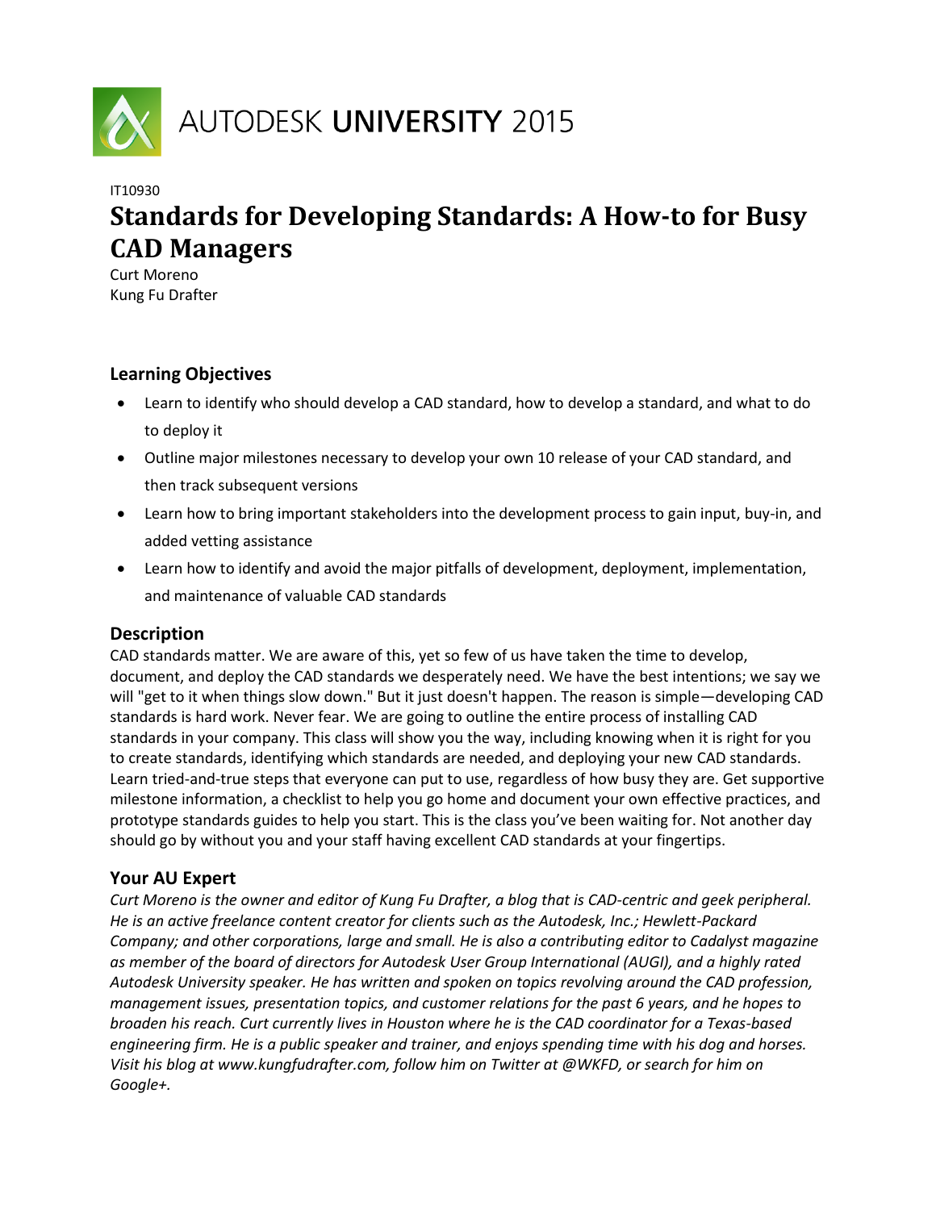AUTODESK **UNIVERSITY** 2015

IT10930

# Standards for Developing Standards: A How-to for Busy CAD Managers

Curt Moreno
Kung Fu Drafter

## Learning Objectives

- Learn to identify who should develop a CAD standard, how to develop a standard, and what to do to deploy it
- Outline major milestones necessary to develop your own 10 release of your CAD standard, and then track subsequent versions
- Learn how to bring important stakeholders into the development process to gain input, buy-in, and added vetting assistance
- Learn how to identify and avoid the major pitfalls of development, deployment, implementation, and maintenance of valuable CAD standards

## Description

CAD standards matter. We are aware of this, yet so few of us have taken the time to develop, document, and deploy the CAD standards we desperately need. We have the best intentions; we say we will "get to it when things slow down." But it just doesn't happen. The reason is simple—developing CAD standards is hard work. Never fear. We are going to outline the entire process of installing CAD standards in your company. This class will show you the way, including knowing when it is right for you to create standards, identifying which standards are needed, and deploying your new CAD standards. Learn tried-and-true steps that everyone can put to use, regardless of how busy they are. Get supportive milestone information, a checklist to help you go home and document your own effective practices, and prototype standards guides to help you start. This is the class you've been waiting for. Not another day should go by without you and your staff having excellent CAD standards at your fingertips.

## Your AU Expert

*Curt Moreno is the owner and editor of Kung Fu Drafter, a blog that is CAD-centric and geek peripheral. He is an active freelance content creator for clients such as the Autodesk, Inc.; Hewlett-Packard Company; and other corporations, large and small. He is also a contributing editor to Cadalyst magazine as member of the board of directors for Autodesk User Group International (AUGI), and a highly rated Autodesk University speaker. He has written and spoken on topics revolving around the CAD profession, management issues, presentation topics, and customer relations for the past 6 years, and he hopes to broaden his reach. Curt currently lives in Houston where he is the CAD coordinator for a Texas-based engineering firm. He is a public speaker and trainer, and enjoys spending time with his dog and horses. Visit his blog at www.kungfudrafter.com, follow him on Twitter at @WKFD, or search for him on Google+.*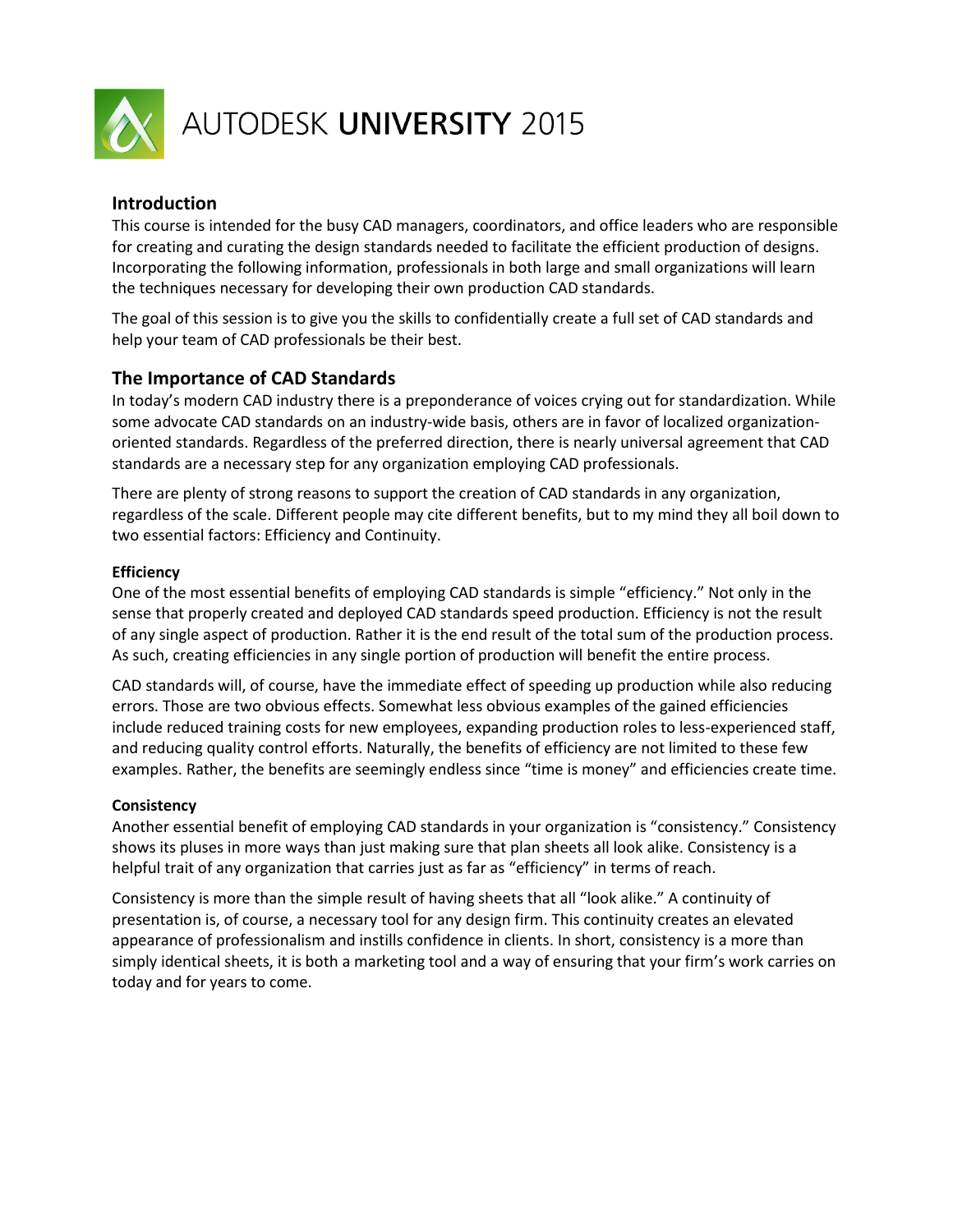## Introduction

This course is intended for the busy CAD managers, coordinators, and office leaders who are responsible for creating and curating the design standards needed to facilitate the efficient production of designs. Incorporating the following information, professionals in both large and small organizations will learn the techniques necessary for developing their own production CAD standards.

The goal of this session is to give you the skills to confidentially create a full set of CAD standards and help your team of CAD professionals be their best.

## The Importance of CAD Standards

In today's modern CAD industry there is a preponderance of voices crying out for standardization. While some advocate CAD standards on an industry-wide basis, others are in favor of localized organization-oriented standards. Regardless of the preferred direction, there is nearly universal agreement that CAD standards are a necessary step for any organization employing CAD professionals.

There are plenty of strong reasons to support the creation of CAD standards in any organization, regardless of the scale. Different people may cite different benefits, but to my mind they all boil down to two essential factors: Efficiency and Continuity.

#### Efficiency

One of the most essential benefits of employing CAD standards is simple "efficiency." Not only in the sense that properly created and deployed CAD standards speed production. Efficiency is not the result of any single aspect of production. Rather it is the end result of the total sum of the production process. As such, creating efficiencies in any single portion of production will benefit the entire process.

CAD standards will, of course, have the immediate effect of speeding up production while also reducing errors. Those are two obvious effects. Somewhat less obvious examples of the gained efficiencies include reduced training costs for new employees, expanding production roles to less-experienced staff, and reducing quality control efforts. Naturally, the benefits of efficiency are not limited to these few examples. Rather, the benefits are seemingly endless since "time is money" and efficiencies create time.

#### Consistency

Another essential benefit of employing CAD standards in your organization is "consistency." Consistency shows its pluses in more ways than just making sure that plan sheets all look alike. Consistency is a helpful trait of any organization that carries just as far as "efficiency" in terms of reach.

Consistency is more than the simple result of having sheets that all "look alike." A continuity of presentation is, of course, a necessary tool for any design firm. This continuity creates an elevated appearance of professionalism and instills confidence in clients. In short, consistency is a more than simply identical sheets, it is both a marketing tool and a way of ensuring that your firm's work carries on today and for years to come.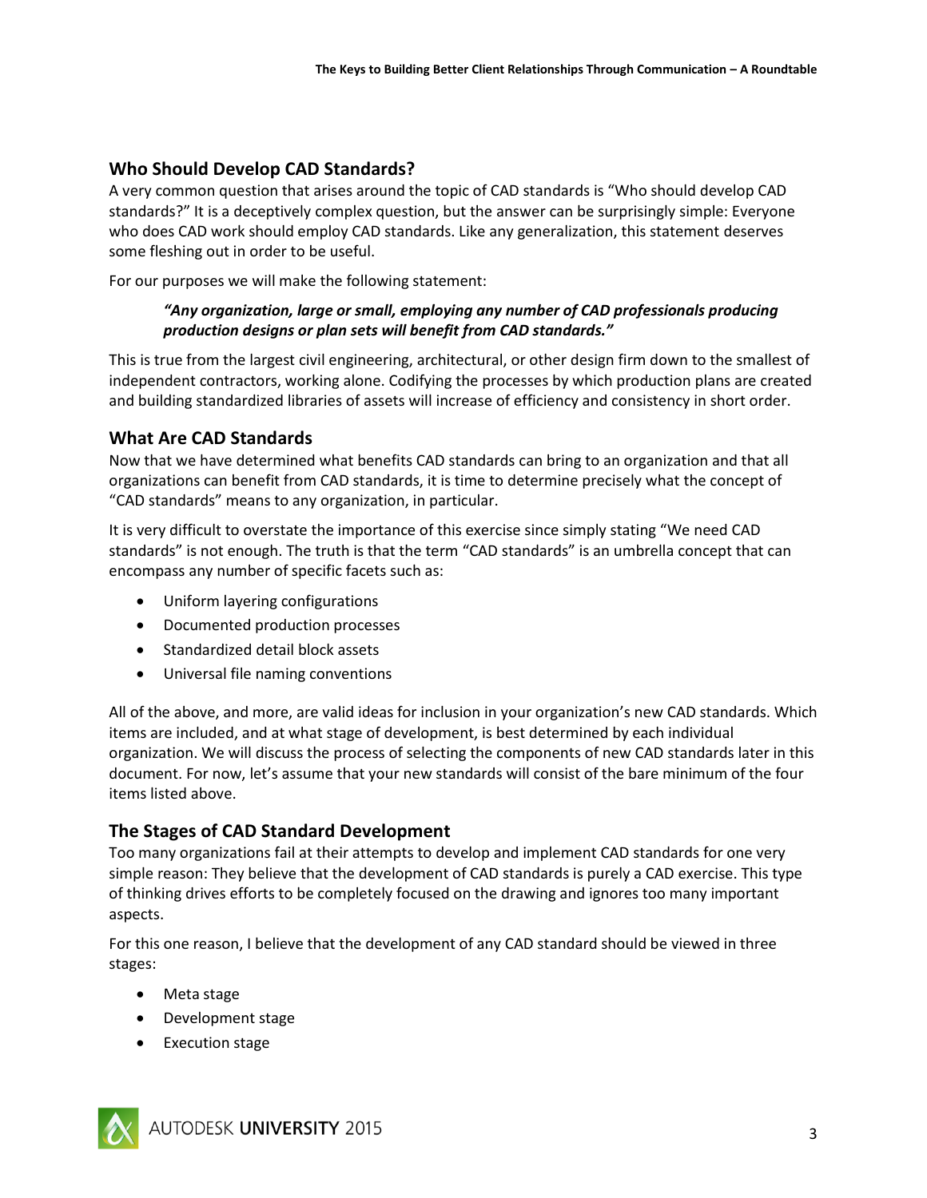## Who Should Develop CAD Standards?

A very common question that arises around the topic of CAD standards is "Who should develop CAD standards?" It is a deceptively complex question, but the answer can be surprisingly simple: Everyone who does CAD work should employ CAD standards. Like any generalization, this statement deserves some fleshing out in order to be useful.

For our purposes we will make the following statement:

> ***"Any organization, large or small, employing any number of CAD professionals producing production designs or plan sets will benefit from CAD standards."***

This is true from the largest civil engineering, architectural, or other design firm down to the smallest of independent contractors, working alone. Codifying the processes by which production plans are created and building standardized libraries of assets will increase of efficiency and consistency in short order.

## What Are CAD Standards

Now that we have determined what benefits CAD standards can bring to an organization and that all organizations can benefit from CAD standards, it is time to determine precisely what the concept of "CAD standards" means to any organization, in particular.

It is very difficult to overstate the importance of this exercise since simply stating "We need CAD standards" is not enough. The truth is that the term "CAD standards" is an umbrella concept that can encompass any number of specific facets such as:

- Uniform layering configurations
- Documented production processes
- Standardized detail block assets
- Universal file naming conventions

All of the above, and more, are valid ideas for inclusion in your organization's new CAD standards. Which items are included, and at what stage of development, is best determined by each individual organization. We will discuss the process of selecting the components of new CAD standards later in this document. For now, let's assume that your new standards will consist of the bare minimum of the four items listed above.

## The Stages of CAD Standard Development

Too many organizations fail at their attempts to develop and implement CAD standards for one very simple reason: They believe that the development of CAD standards is purely a CAD exercise. This type of thinking drives efforts to be completely focused on the drawing and ignores too many important aspects.

For this one reason, I believe that the development of any CAD standard should be viewed in three stages:

- Meta stage
- Development stage
- Execution stage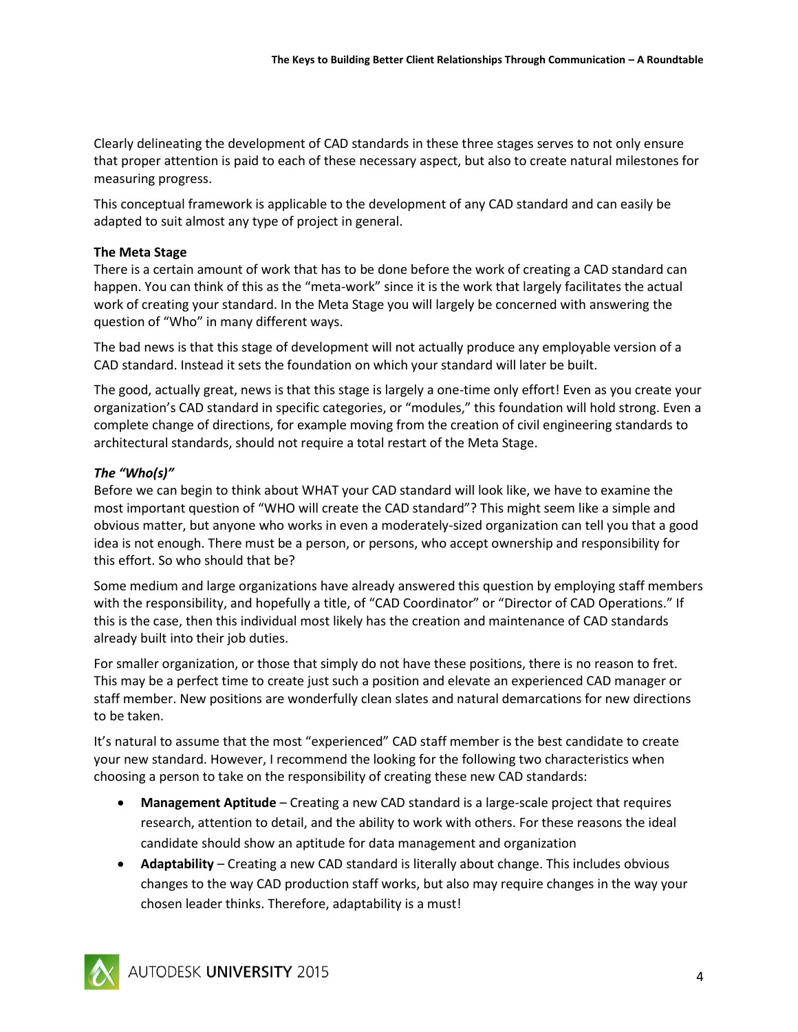Clearly delineating the development of CAD standards in these three stages serves to not only ensure that proper attention is paid to each of these necessary aspect, but also to create natural milestones for measuring progress.

This conceptual framework is applicable to the development of any CAD standard and can easily be adapted to suit almost any type of project in general.

**The Meta Stage**

There is a certain amount of work that has to be done before the work of creating a CAD standard can happen. You can think of this as the "meta-work" since it is the work that largely facilitates the actual work of creating your standard. In the Meta Stage you will largely be concerned with answering the question of "Who" in many different ways.

The bad news is that this stage of development will not actually produce any employable version of a CAD standard. Instead it sets the foundation on which your standard will later be built.

The good, actually great, news is that this stage is largely a one-time only effort! Even as you create your organization's CAD standard in specific categories, or "modules," this foundation will hold strong. Even a complete change of directions, for example moving from the creation of civil engineering standards to architectural standards, should not require a total restart of the Meta Stage.

***The "Who(s)"***

Before we can begin to think about WHAT your CAD standard will look like, we have to examine the most important question of "WHO will create the CAD standard"? This might seem like a simple and obvious matter, but anyone who works in even a moderately-sized organization can tell you that a good idea is not enough. There must be a person, or persons, who accept ownership and responsibility for this effort. So who should that be?

Some medium and large organizations have already answered this question by employing staff members with the responsibility, and hopefully a title, of "CAD Coordinator" or "Director of CAD Operations." If this is the case, then this individual most likely has the creation and maintenance of CAD standards already built into their job duties.

For smaller organization, or those that simply do not have these positions, there is no reason to fret. This may be a perfect time to create just such a position and elevate an experienced CAD manager or staff member. New positions are wonderfully clean slates and natural demarcations for new directions to be taken.

It's natural to assume that the most "experienced" CAD staff member is the best candidate to create your new standard. However, I recommend the looking for the following two characteristics when choosing a person to take on the responsibility of creating these new CAD standards:

- **Management Aptitude** – Creating a new CAD standard is a large-scale project that requires research, attention to detail, and the ability to work with others. For these reasons the ideal candidate should show an aptitude for data management and organization
- **Adaptability** – Creating a new CAD standard is literally about change. This includes obvious changes to the way CAD production staff works, but also may require changes in the way your chosen leader thinks. Therefore, adaptability is a must!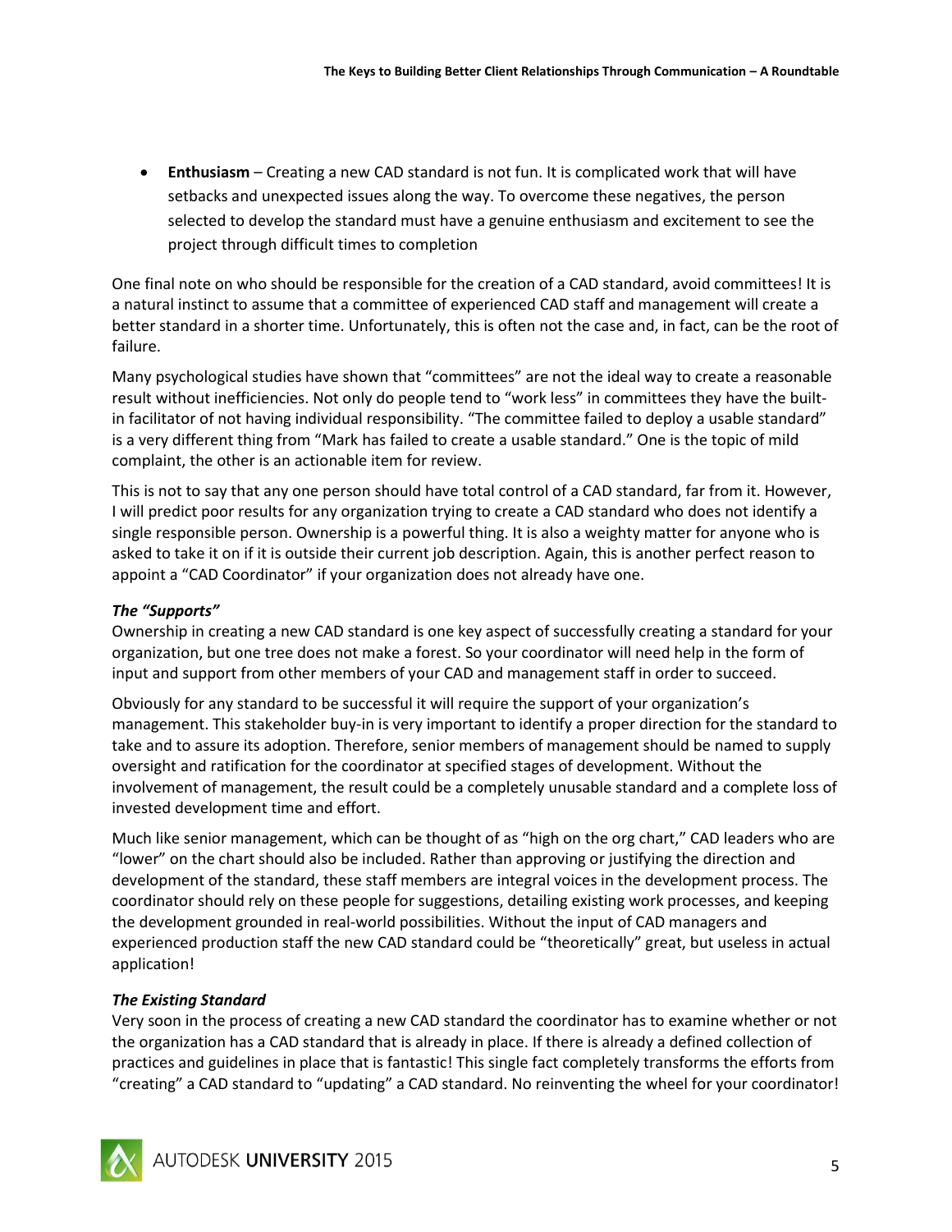- **Enthusiasm** – Creating a new CAD standard is not fun. It is complicated work that will have setbacks and unexpected issues along the way. To overcome these negatives, the person selected to develop the standard must have a genuine enthusiasm and excitement to see the project through difficult times to completion

One final note on who should be responsible for the creation of a CAD standard, avoid committees! It is a natural instinct to assume that a committee of experienced CAD staff and management will create a better standard in a shorter time. Unfortunately, this is often not the case and, in fact, can be the root of failure.

Many psychological studies have shown that "committees" are not the ideal way to create a reasonable result without inefficiencies. Not only do people tend to "work less" in committees they have the built-in facilitator of not having individual responsibility. "The committee failed to deploy a usable standard" is a very different thing from "Mark has failed to create a usable standard." One is the topic of mild complaint, the other is an actionable item for review.

This is not to say that any one person should have total control of a CAD standard, far from it. However, I will predict poor results for any organization trying to create a CAD standard who does not identify a single responsible person. Ownership is a powerful thing. It is also a weighty matter for anyone who is asked to take it on if it is outside their current job description. Again, this is another perfect reason to appoint a "CAD Coordinator" if your organization does not already have one.

***The "Supports"***

Ownership in creating a new CAD standard is one key aspect of successfully creating a standard for your organization, but one tree does not make a forest. So your coordinator will need help in the form of input and support from other members of your CAD and management staff in order to succeed.

Obviously for any standard to be successful it will require the support of your organization's management. This stakeholder buy-in is very important to identify a proper direction for the standard to take and to assure its adoption. Therefore, senior members of management should be named to supply oversight and ratification for the coordinator at specified stages of development. Without the involvement of management, the result could be a completely unusable standard and a complete loss of invested development time and effort.

Much like senior management, which can be thought of as "high on the org chart," CAD leaders who are "lower" on the chart should also be included. Rather than approving or justifying the direction and development of the standard, these staff members are integral voices in the development process. The coordinator should rely on these people for suggestions, detailing existing work processes, and keeping the development grounded in real-world possibilities. Without the input of CAD managers and experienced production staff the new CAD standard could be "theoretically" great, but useless in actual application!

***The Existing Standard***

Very soon in the process of creating a new CAD standard the coordinator has to examine whether or not the organization has a CAD standard that is already in place. If there is already a defined collection of practices and guidelines in place that is fantastic! This single fact completely transforms the efforts from "creating" a CAD standard to "updating" a CAD standard. No reinventing the wheel for your coordinator!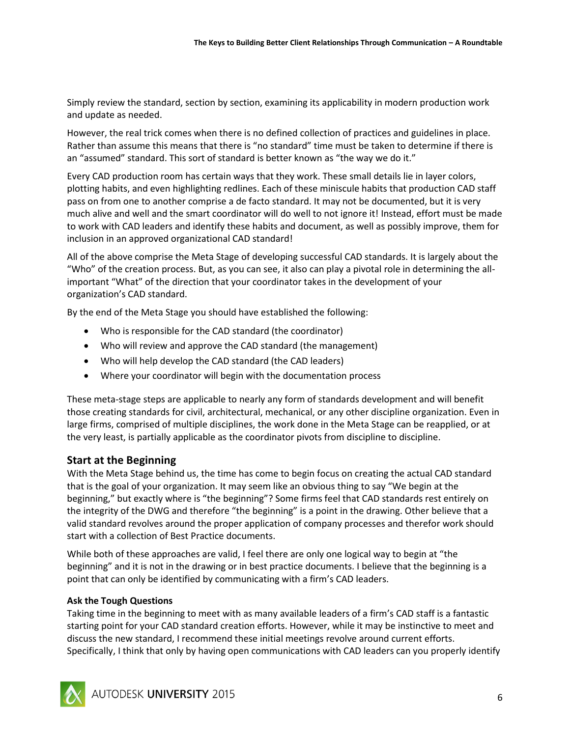Simply review the standard, section by section, examining its applicability in modern production work and update as needed.

However, the real trick comes when there is no defined collection of practices and guidelines in place. Rather than assume this means that there is "no standard" time must be taken to determine if there is an "assumed" standard. This sort of standard is better known as "the way we do it."

Every CAD production room has certain ways that they work. These small details lie in layer colors, plotting habits, and even highlighting redlines. Each of these miniscule habits that production CAD staff pass on from one to another comprise a de facto standard. It may not be documented, but it is very much alive and well and the smart coordinator will do well to not ignore it! Instead, effort must be made to work with CAD leaders and identify these habits and document, as well as possibly improve, them for inclusion in an approved organizational CAD standard!

All of the above comprise the Meta Stage of developing successful CAD standards. It is largely about the "Who" of the creation process. But, as you can see, it also can play a pivotal role in determining the all-important "What" of the direction that your coordinator takes in the development of your organization's CAD standard.

By the end of the Meta Stage you should have established the following:

- Who is responsible for the CAD standard (the coordinator)
- Who will review and approve the CAD standard (the management)
- Who will help develop the CAD standard (the CAD leaders)
- Where your coordinator will begin with the documentation process

These meta-stage steps are applicable to nearly any form of standards development and will benefit those creating standards for civil, architectural, mechanical, or any other discipline organization. Even in large firms, comprised of multiple disciplines, the work done in the Meta Stage can be reapplied, or at the very least, is partially applicable as the coordinator pivots from discipline to discipline.

## Start at the Beginning

With the Meta Stage behind us, the time has come to begin focus on creating the actual CAD standard that is the goal of your organization. It may seem like an obvious thing to say "We begin at the beginning," but exactly where is "the beginning"? Some firms feel that CAD standards rest entirely on the integrity of the DWG and therefore "the beginning" is a point in the drawing. Other believe that a valid standard revolves around the proper application of company processes and therefor work should start with a collection of Best Practice documents.

While both of these approaches are valid, I feel there are only one logical way to begin at "the beginning" and it is not in the drawing or in best practice documents. I believe that the beginning is a point that can only be identified by communicating with a firm's CAD leaders.

### Ask the Tough Questions

Taking time in the beginning to meet with as many available leaders of a firm's CAD staff is a fantastic starting point for your CAD standard creation efforts. However, while it may be instinctive to meet and discuss the new standard, I recommend these initial meetings revolve around current efforts. Specifically, I think that only by having open communications with CAD leaders can you properly identify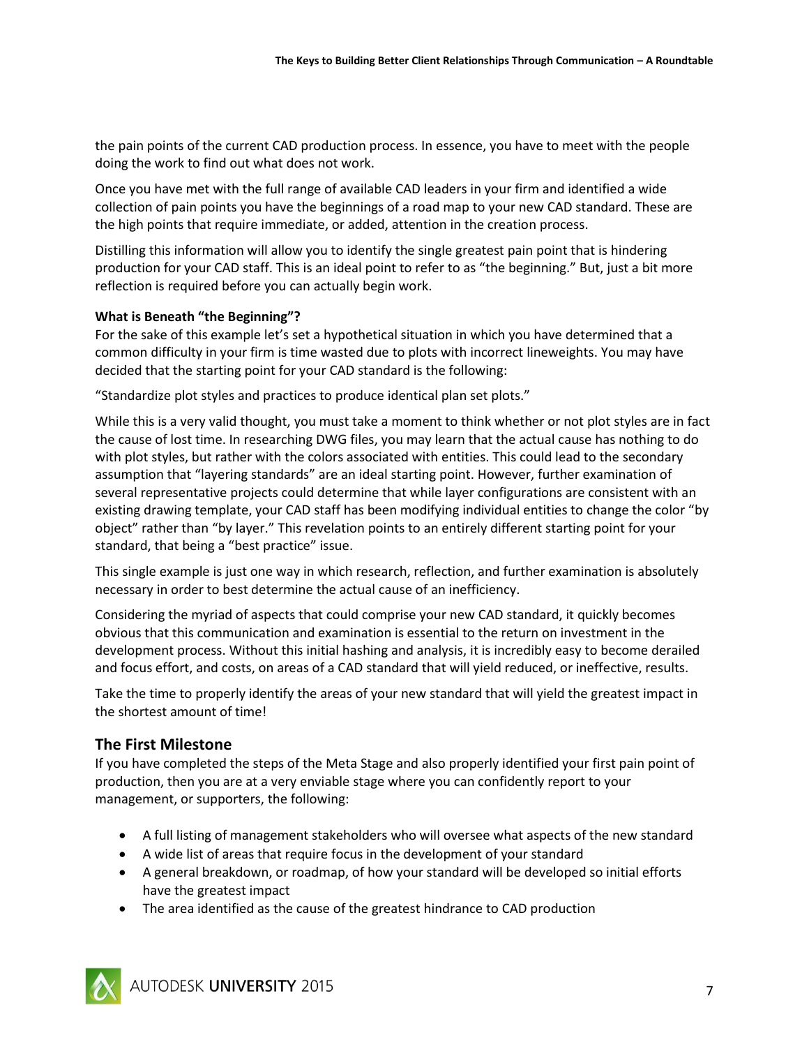the pain points of the current CAD production process. In essence, you have to meet with the people doing the work to find out what does not work.

Once you have met with the full range of available CAD leaders in your firm and identified a wide collection of pain points you have the beginnings of a road map to your new CAD standard. These are the high points that require immediate, or added, attention in the creation process.

Distilling this information will allow you to identify the single greatest pain point that is hindering production for your CAD staff. This is an ideal point to refer to as "the beginning." But, just a bit more reflection is required before you can actually begin work.

**What is Beneath "the Beginning"?**

For the sake of this example let's set a hypothetical situation in which you have determined that a common difficulty in your firm is time wasted due to plots with incorrect lineweights. You may have decided that the starting point for your CAD standard is the following:

"Standardize plot styles and practices to produce identical plan set plots."

While this is a very valid thought, you must take a moment to think whether or not plot styles are in fact the cause of lost time. In researching DWG files, you may learn that the actual cause has nothing to do with plot styles, but rather with the colors associated with entities. This could lead to the secondary assumption that "layering standards" are an ideal starting point. However, further examination of several representative projects could determine that while layer configurations are consistent with an existing drawing template, your CAD staff has been modifying individual entities to change the color "by object" rather than "by layer." This revelation points to an entirely different starting point for your standard, that being a "best practice" issue.

This single example is just one way in which research, reflection, and further examination is absolutely necessary in order to best determine the actual cause of an inefficiency.

Considering the myriad of aspects that could comprise your new CAD standard, it quickly becomes obvious that this communication and examination is essential to the return on investment in the development process. Without this initial hashing and analysis, it is incredibly easy to become derailed and focus effort, and costs, on areas of a CAD standard that will yield reduced, or ineffective, results.

Take the time to properly identify the areas of your new standard that will yield the greatest impact in the shortest amount of time!

## The First Milestone

If you have completed the steps of the Meta Stage and also properly identified your first pain point of production, then you are at a very enviable stage where you can confidently report to your management, or supporters, the following:

- A full listing of management stakeholders who will oversee what aspects of the new standard
- A wide list of areas that require focus in the development of your standard
- A general breakdown, or roadmap, of how your standard will be developed so initial efforts have the greatest impact
- The area identified as the cause of the greatest hindrance to CAD production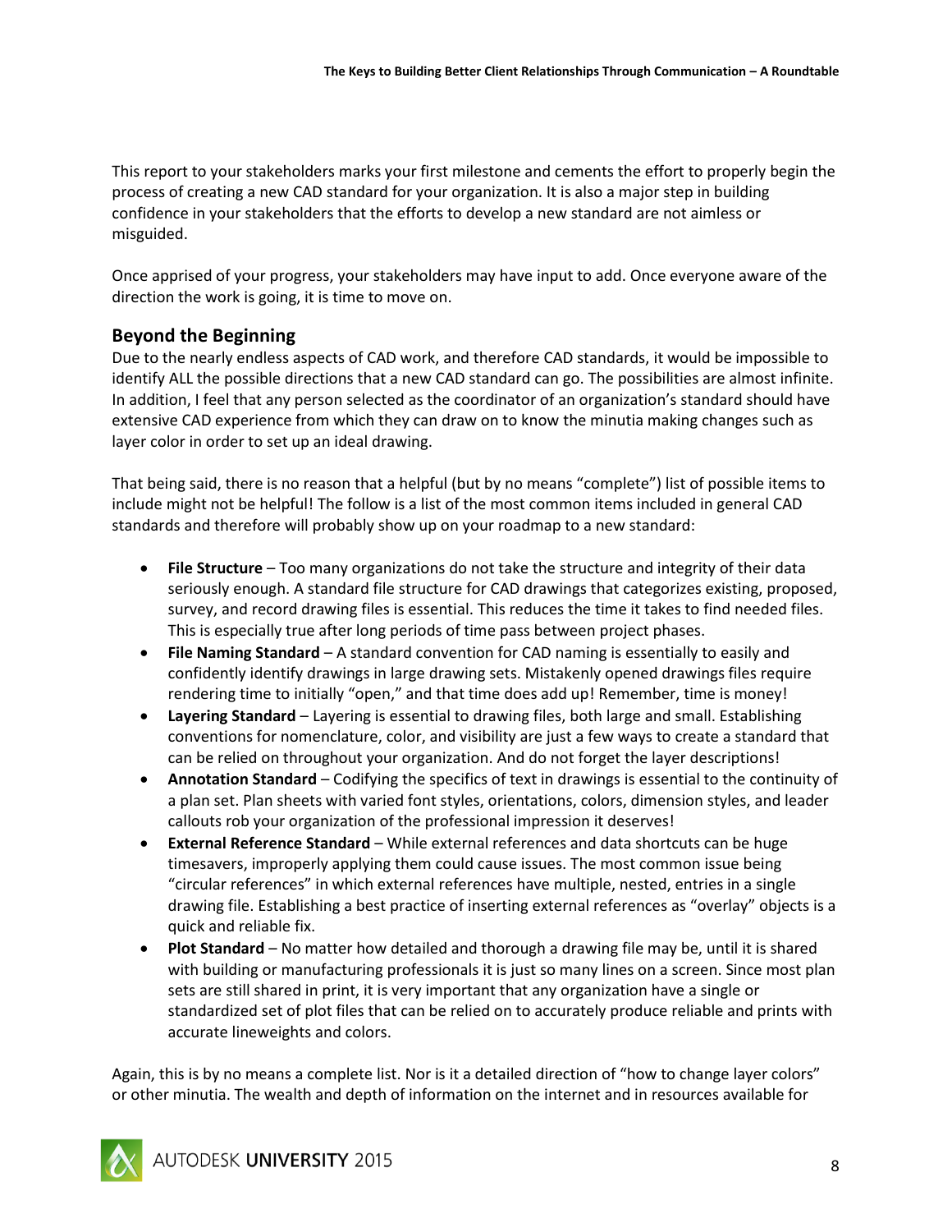This report to your stakeholders marks your first milestone and cements the effort to properly begin the process of creating a new CAD standard for your organization. It is also a major step in building confidence in your stakeholders that the efforts to develop a new standard are not aimless or misguided.

Once apprised of your progress, your stakeholders may have input to add. Once everyone aware of the direction the work is going, it is time to move on.

## Beyond the Beginning

Due to the nearly endless aspects of CAD work, and therefore CAD standards, it would be impossible to identify ALL the possible directions that a new CAD standard can go. The possibilities are almost infinite. In addition, I feel that any person selected as the coordinator of an organization's standard should have extensive CAD experience from which they can draw on to know the minutia making changes such as layer color in order to set up an ideal drawing.

That being said, there is no reason that a helpful (but by no means "complete") list of possible items to include might not be helpful! The follow is a list of the most common items included in general CAD standards and therefore will probably show up on your roadmap to a new standard:

- **File Structure** – Too many organizations do not take the structure and integrity of their data seriously enough. A standard file structure for CAD drawings that categorizes existing, proposed, survey, and record drawing files is essential. This reduces the time it takes to find needed files. This is especially true after long periods of time pass between project phases.
- **File Naming Standard** – A standard convention for CAD naming is essentially to easily and confidently identify drawings in large drawing sets. Mistakenly opened drawings files require rendering time to initially "open," and that time does add up! Remember, time is money!
- **Layering Standard** – Layering is essential to drawing files, both large and small. Establishing conventions for nomenclature, color, and visibility are just a few ways to create a standard that can be relied on throughout your organization. And do not forget the layer descriptions!
- **Annotation Standard** – Codifying the specifics of text in drawings is essential to the continuity of a plan set. Plan sheets with varied font styles, orientations, colors, dimension styles, and leader callouts rob your organization of the professional impression it deserves!
- **External Reference Standard** – While external references and data shortcuts can be huge timesavers, improperly applying them could cause issues. The most common issue being "circular references" in which external references have multiple, nested, entries in a single drawing file. Establishing a best practice of inserting external references as "overlay" objects is a quick and reliable fix.
- **Plot Standard** – No matter how detailed and thorough a drawing file may be, until it is shared with building or manufacturing professionals it is just so many lines on a screen. Since most plan sets are still shared in print, it is very important that any organization have a single or standardized set of plot files that can be relied on to accurately produce reliable and prints with accurate lineweights and colors.

Again, this is by no means a complete list. Nor is it a detailed direction of "how to change layer colors" or other minutia. The wealth and depth of information on the internet and in resources available for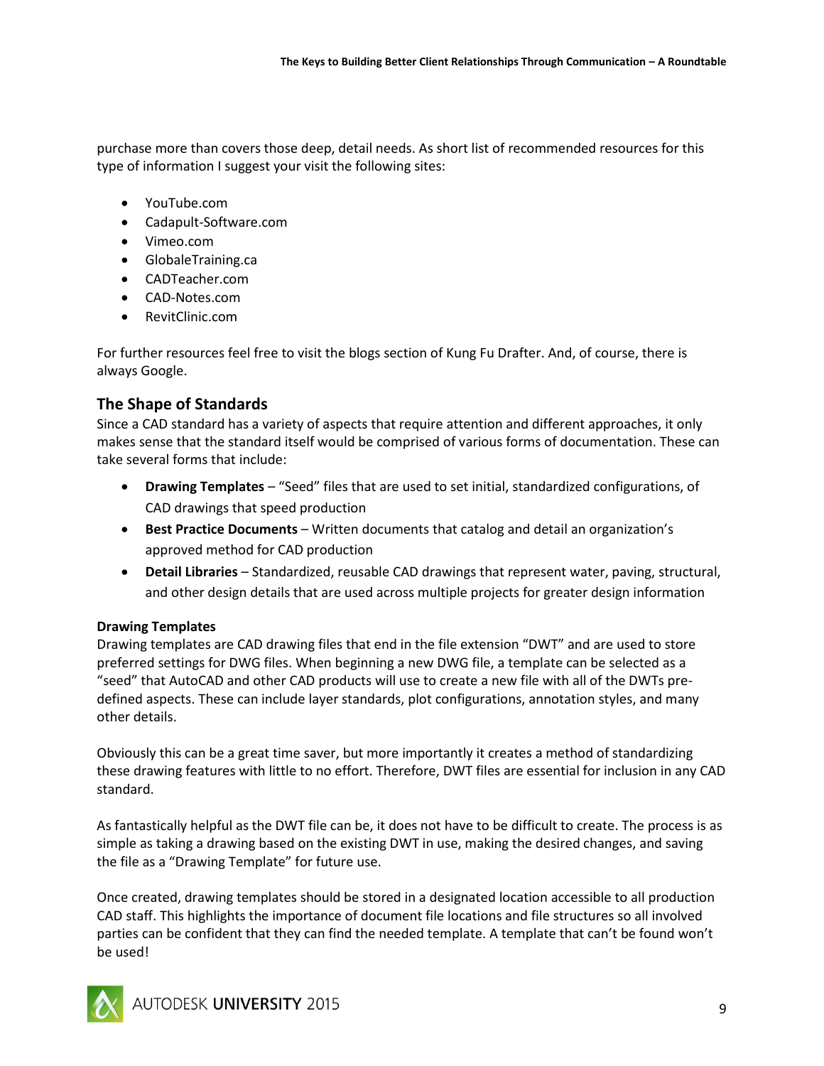purchase more than covers those deep, detail needs. As short list of recommended resources for this type of information I suggest your visit the following sites:

- YouTube.com
- Cadapult-Software.com
- Vimeo.com
- GlobaleTraining.ca
- CADTeacher.com
- CAD-Notes.com
- RevitClinic.com

For further resources feel free to visit the blogs section of Kung Fu Drafter. And, of course, there is always Google.

## The Shape of Standards

Since a CAD standard has a variety of aspects that require attention and different approaches, it only makes sense that the standard itself would be comprised of various forms of documentation. These can take several forms that include:

- **Drawing Templates** – "Seed" files that are used to set initial, standardized configurations, of CAD drawings that speed production
- **Best Practice Documents** – Written documents that catalog and detail an organization's approved method for CAD production
- **Detail Libraries** – Standardized, reusable CAD drawings that represent water, paving, structural, and other design details that are used across multiple projects for greater design information

### Drawing Templates

Drawing templates are CAD drawing files that end in the file extension "DWT" and are used to store preferred settings for DWG files. When beginning a new DWG file, a template can be selected as a "seed" that AutoCAD and other CAD products will use to create a new file with all of the DWTs pre-defined aspects. These can include layer standards, plot configurations, annotation styles, and many other details.

Obviously this can be a great time saver, but more importantly it creates a method of standardizing these drawing features with little to no effort. Therefore, DWT files are essential for inclusion in any CAD standard.

As fantastically helpful as the DWT file can be, it does not have to be difficult to create. The process is as simple as taking a drawing based on the existing DWT in use, making the desired changes, and saving the file as a "Drawing Template" for future use.

Once created, drawing templates should be stored in a designated location accessible to all production CAD staff. This highlights the importance of document file locations and file structures so all involved parties can be confident that they can find the needed template. A template that can't be found won't be used!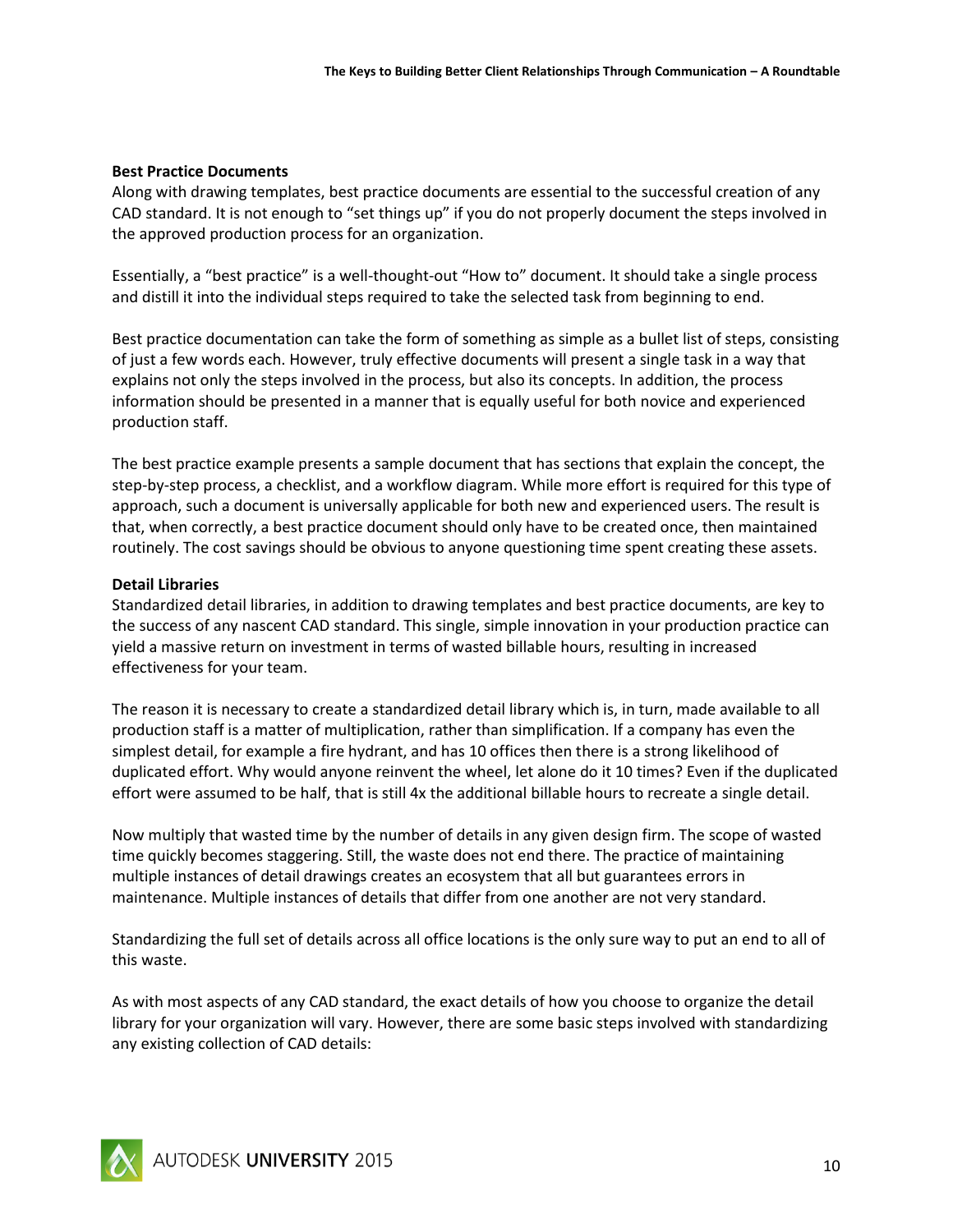**Best Practice Documents**

Along with drawing templates, best practice documents are essential to the successful creation of any CAD standard. It is not enough to "set things up" if you do not properly document the steps involved in the approved production process for an organization.

Essentially, a "best practice" is a well-thought-out "How to" document. It should take a single process and distill it into the individual steps required to take the selected task from beginning to end.

Best practice documentation can take the form of something as simple as a bullet list of steps, consisting of just a few words each. However, truly effective documents will present a single task in a way that explains not only the steps involved in the process, but also its concepts. In addition, the process information should be presented in a manner that is equally useful for both novice and experienced production staff.

The best practice example presents a sample document that has sections that explain the concept, the step-by-step process, a checklist, and a workflow diagram. While more effort is required for this type of approach, such a document is universally applicable for both new and experienced users. The result is that, when correctly, a best practice document should only have to be created once, then maintained routinely. The cost savings should be obvious to anyone questioning time spent creating these assets.

**Detail Libraries**

Standardized detail libraries, in addition to drawing templates and best practice documents, are key to the success of any nascent CAD standard. This single, simple innovation in your production practice can yield a massive return on investment in terms of wasted billable hours, resulting in increased effectiveness for your team.

The reason it is necessary to create a standardized detail library which is, in turn, made available to all production staff is a matter of multiplication, rather than simplification. If a company has even the simplest detail, for example a fire hydrant, and has 10 offices then there is a strong likelihood of duplicated effort. Why would anyone reinvent the wheel, let alone do it 10 times? Even if the duplicated effort were assumed to be half, that is still 4x the additional billable hours to recreate a single detail.

Now multiply that wasted time by the number of details in any given design firm. The scope of wasted time quickly becomes staggering. Still, the waste does not end there. The practice of maintaining multiple instances of detail drawings creates an ecosystem that all but guarantees errors in maintenance. Multiple instances of details that differ from one another are not very standard.

Standardizing the full set of details across all office locations is the only sure way to put an end to all of this waste.

As with most aspects of any CAD standard, the exact details of how you choose to organize the detail library for your organization will vary. However, there are some basic steps involved with standardizing any existing collection of CAD details: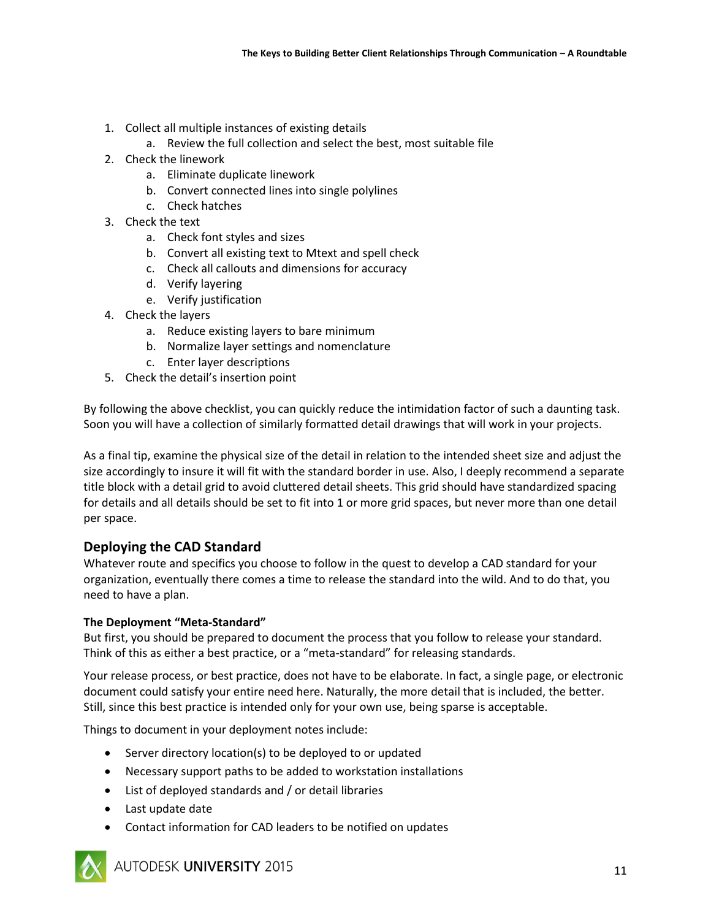1. Collect all multiple instances of existing details
    a. Review the full collection and select the best, most suitable file
2. Check the linework
    a. Eliminate duplicate linework
    b. Convert connected lines into single polylines
    c. Check hatches
3. Check the text
    a. Check font styles and sizes
    b. Convert all existing text to Mtext and spell check
    c. Check all callouts and dimensions for accuracy
    d. Verify layering
    e. Verify justification
4. Check the layers
    a. Reduce existing layers to bare minimum
    b. Normalize layer settings and nomenclature
    c. Enter layer descriptions
5. Check the detail's insertion point

By following the above checklist, you can quickly reduce the intimidation factor of such a daunting task. Soon you will have a collection of similarly formatted detail drawings that will work in your projects.

As a final tip, examine the physical size of the detail in relation to the intended sheet size and adjust the size accordingly to insure it will fit with the standard border in use. Also, I deeply recommend a separate title block with a detail grid to avoid cluttered detail sheets. This grid should have standardized spacing for details and all details should be set to fit into 1 or more grid spaces, but never more than one detail per space.

## Deploying the CAD Standard

Whatever route and specifics you choose to follow in the quest to develop a CAD standard for your organization, eventually there comes a time to release the standard into the wild. And to do that, you need to have a plan.

### The Deployment "Meta-Standard"

But first, you should be prepared to document the process that you follow to release your standard. Think of this as either a best practice, or a "meta-standard" for releasing standards.

Your release process, or best practice, does not have to be elaborate. In fact, a single page, or electronic document could satisfy your entire need here. Naturally, the more detail that is included, the better. Still, since this best practice is intended only for your own use, being sparse is acceptable.

Things to document in your deployment notes include:

- Server directory location(s) to be deployed to or updated
- Necessary support paths to be added to workstation installations
- List of deployed standards and / or detail libraries
- Last update date
- Contact information for CAD leaders to be notified on updates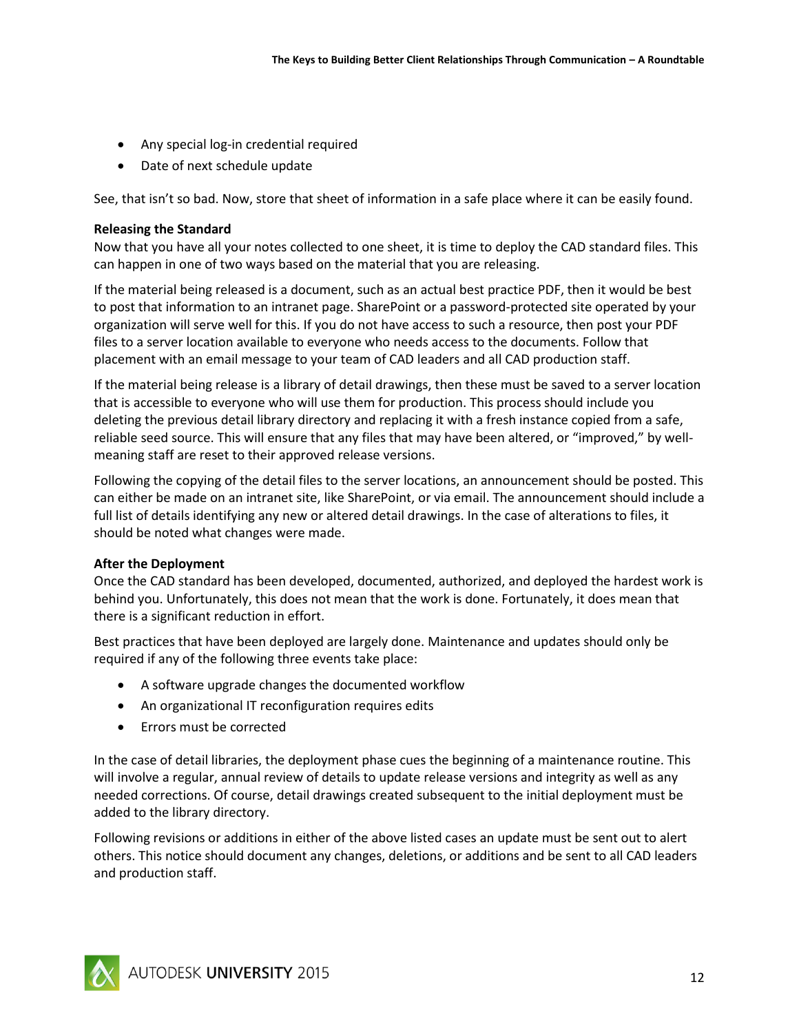- Any special log-in credential required
- Date of next schedule update

See, that isn't so bad. Now, store that sheet of information in a safe place where it can be easily found.

**Releasing the Standard**

Now that you have all your notes collected to one sheet, it is time to deploy the CAD standard files. This can happen in one of two ways based on the material that you are releasing.

If the material being released is a document, such as an actual best practice PDF, then it would be best to post that information to an intranet page. SharePoint or a password-protected site operated by your organization will serve well for this. If you do not have access to such a resource, then post your PDF files to a server location available to everyone who needs access to the documents. Follow that placement with an email message to your team of CAD leaders and all CAD production staff.

If the material being release is a library of detail drawings, then these must be saved to a server location that is accessible to everyone who will use them for production. This process should include you deleting the previous detail library directory and replacing it with a fresh instance copied from a safe, reliable seed source. This will ensure that any files that may have been altered, or "improved," by well-meaning staff are reset to their approved release versions.

Following the copying of the detail files to the server locations, an announcement should be posted. This can either be made on an intranet site, like SharePoint, or via email. The announcement should include a full list of details identifying any new or altered detail drawings. In the case of alterations to files, it should be noted what changes were made.

**After the Deployment**

Once the CAD standard has been developed, documented, authorized, and deployed the hardest work is behind you. Unfortunately, this does not mean that the work is done. Fortunately, it does mean that there is a significant reduction in effort.

Best practices that have been deployed are largely done. Maintenance and updates should only be required if any of the following three events take place:

- A software upgrade changes the documented workflow
- An organizational IT reconfiguration requires edits
- Errors must be corrected

In the case of detail libraries, the deployment phase cues the beginning of a maintenance routine. This will involve a regular, annual review of details to update release versions and integrity as well as any needed corrections. Of course, detail drawings created subsequent to the initial deployment must be added to the library directory.

Following revisions or additions in either of the above listed cases an update must be sent out to alert others. This notice should document any changes, deletions, or additions and be sent to all CAD leaders and production staff.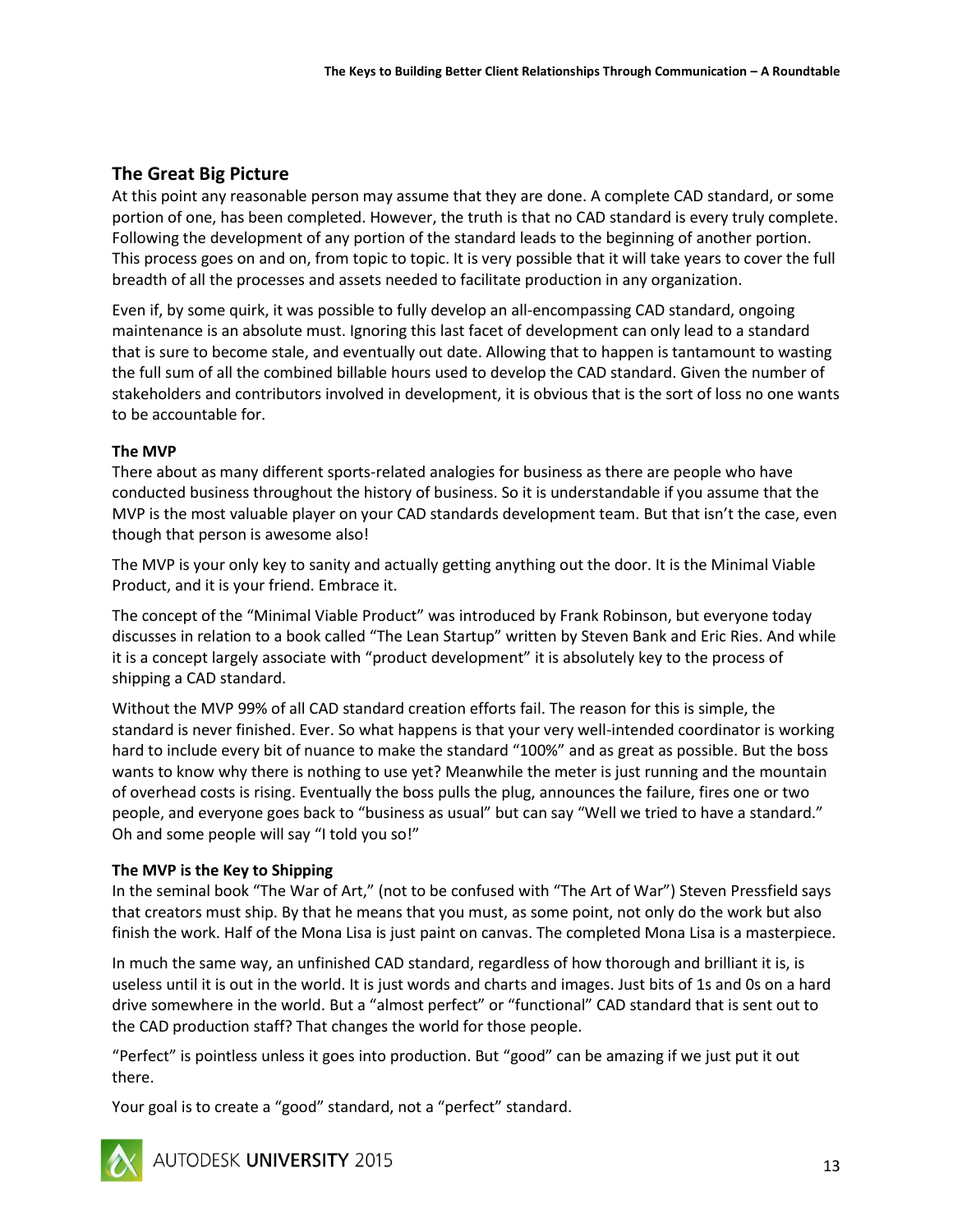## The Great Big Picture

At this point any reasonable person may assume that they are done. A complete CAD standard, or some portion of one, has been completed. However, the truth is that no CAD standard is every truly complete. Following the development of any portion of the standard leads to the beginning of another portion. This process goes on and on, from topic to topic. It is very possible that it will take years to cover the full breadth of all the processes and assets needed to facilitate production in any organization.

Even if, by some quirk, it was possible to fully develop an all-encompassing CAD standard, ongoing maintenance is an absolute must. Ignoring this last facet of development can only lead to a standard that is sure to become stale, and eventually out date. Allowing that to happen is tantamount to wasting the full sum of all the combined billable hours used to develop the CAD standard. Given the number of stakeholders and contributors involved in development, it is obvious that is the sort of loss no one wants to be accountable for.

### The MVP

There about as many different sports-related analogies for business as there are people who have conducted business throughout the history of business. So it is understandable if you assume that the MVP is the most valuable player on your CAD standards development team. But that isn't the case, even though that person is awesome also!

The MVP is your only key to sanity and actually getting anything out the door. It is the Minimal Viable Product, and it is your friend. Embrace it.

The concept of the "Minimal Viable Product" was introduced by Frank Robinson, but everyone today discusses in relation to a book called "The Lean Startup" written by Steven Bank and Eric Ries. And while it is a concept largely associate with "product development" it is absolutely key to the process of shipping a CAD standard.

Without the MVP 99% of all CAD standard creation efforts fail. The reason for this is simple, the standard is never finished. Ever. So what happens is that your very well-intended coordinator is working hard to include every bit of nuance to make the standard "100%" and as great as possible. But the boss wants to know why there is nothing to use yet? Meanwhile the meter is just running and the mountain of overhead costs is rising. Eventually the boss pulls the plug, announces the failure, fires one or two people, and everyone goes back to "business as usual" but can say "Well we tried to have a standard." Oh and some people will say "I told you so!"

### The MVP is the Key to Shipping

In the seminal book "The War of Art," (not to be confused with "The Art of War") Steven Pressfield says that creators must ship. By that he means that you must, as some point, not only do the work but also finish the work. Half of the Mona Lisa is just paint on canvas. The completed Mona Lisa is a masterpiece.

In much the same way, an unfinished CAD standard, regardless of how thorough and brilliant it is, is useless until it is out in the world. It is just words and charts and images. Just bits of 1s and 0s on a hard drive somewhere in the world. But a "almost perfect" or "functional" CAD standard that is sent out to the CAD production staff? That changes the world for those people.

"Perfect" is pointless unless it goes into production. But "good" can be amazing if we just put it out there.

Your goal is to create a "good" standard, not a "perfect" standard.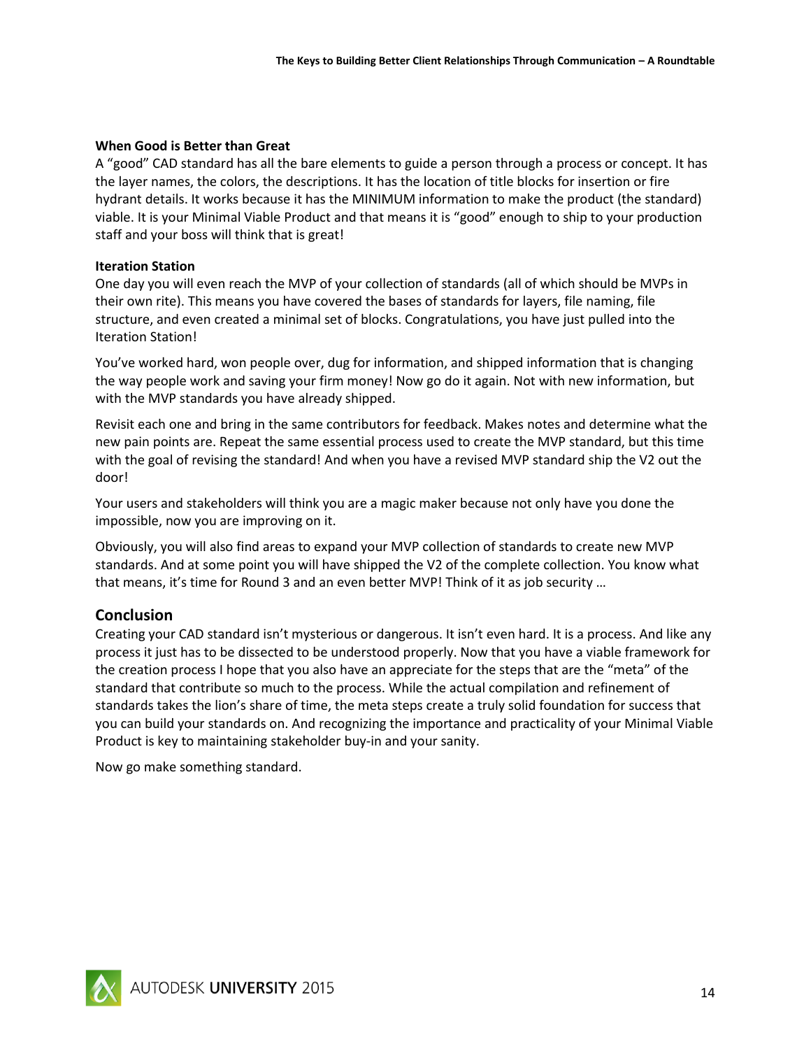#### When Good is Better than Great

A "good" CAD standard has all the bare elements to guide a person through a process or concept. It has the layer names, the colors, the descriptions. It has the location of title blocks for insertion or fire hydrant details. It works because it has the MINIMUM information to make the product (the standard) viable. It is your Minimal Viable Product and that means it is "good" enough to ship to your production staff and your boss will think that is great!

#### Iteration Station

One day you will even reach the MVP of your collection of standards (all of which should be MVPs in their own rite). This means you have covered the bases of standards for layers, file naming, file structure, and even created a minimal set of blocks. Congratulations, you have just pulled into the Iteration Station!

You've worked hard, won people over, dug for information, and shipped information that is changing the way people work and saving your firm money! Now go do it again. Not with new information, but with the MVP standards you have already shipped.

Revisit each one and bring in the same contributors for feedback. Makes notes and determine what the new pain points are. Repeat the same essential process used to create the MVP standard, but this time with the goal of revising the standard! And when you have a revised MVP standard ship the V2 out the door!

Your users and stakeholders will think you are a magic maker because not only have you done the impossible, now you are improving on it.

Obviously, you will also find areas to expand your MVP collection of standards to create new MVP standards. And at some point you will have shipped the V2 of the complete collection. You know what that means, it's time for Round 3 and an even better MVP! Think of it as job security …

## Conclusion

Creating your CAD standard isn't mysterious or dangerous. It isn't even hard. It is a process. And like any process it just has to be dissected to be understood properly. Now that you have a viable framework for the creation process I hope that you also have an appreciate for the steps that are the "meta" of the standard that contribute so much to the process. While the actual compilation and refinement of standards takes the lion's share of time, the meta steps create a truly solid foundation for success that you can build your standards on. And recognizing the importance and practicality of your Minimal Viable Product is key to maintaining stakeholder buy-in and your sanity.

Now go make something standard.